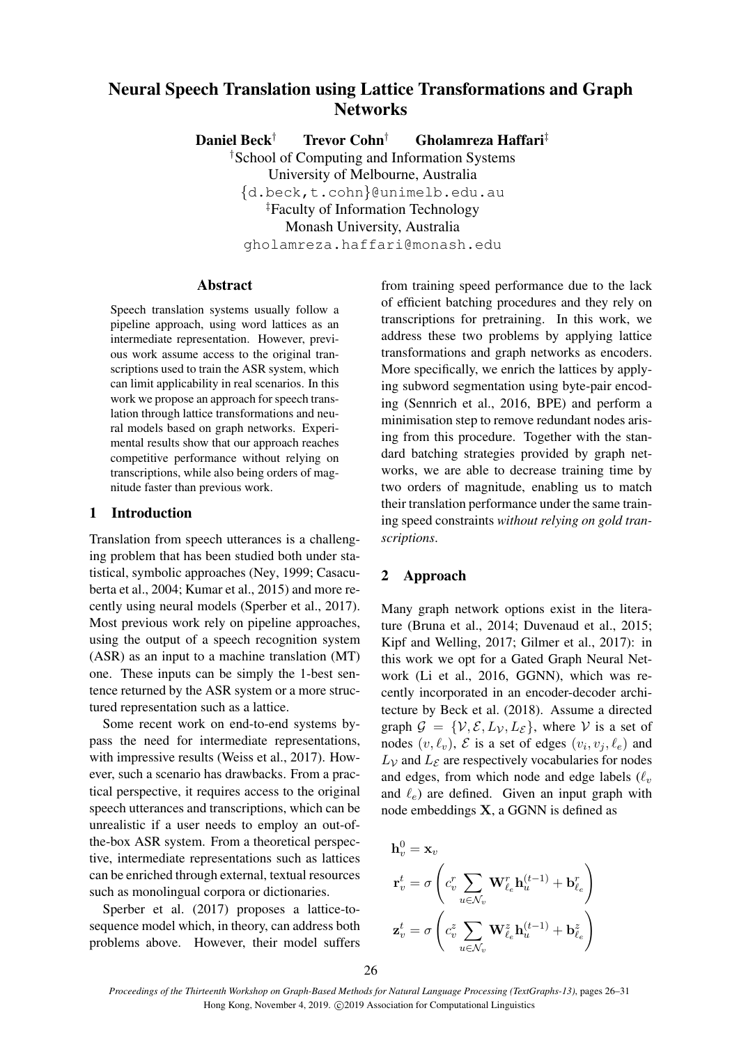# Neural Speech Translation using Lattice Transformations and Graph Networks

**Daniel Beck**[†] **Trevor Cohn**[†] **Gholamreza Haffari**[‡]

[†]School of Computing and Information Systems
University of Melbourne, Australia
{d.beck,t.cohn}@unimelb.edu.au

[‡]Faculty of Information Technology
Monash University, Australia
gholamreza.haffari@monash.edu

## Abstract

Speech translation systems usually follow a pipeline approach, using word lattices as an intermediate representation. However, previous work assume access to the original transcriptions used to train the ASR system, which can limit applicability in real scenarios. In this work we propose an approach for speech translation through lattice transformations and neural models based on graph networks. Experimental results show that our approach reaches competitive performance without relying on transcriptions, while also being orders of magnitude faster than previous work.

## 1 Introduction

Translation from speech utterances is a challenging problem that has been studied both under statistical, symbolic approaches (Ney, 1999; Casacuberta et al., 2004; Kumar et al., 2015) and more recently using neural models (Sperber et al., 2017). Most previous work rely on pipeline approaches, using the output of a speech recognition system (ASR) as an input to a machine translation (MT) one. These inputs can be simply the 1-best sentence returned by the ASR system or a more structured representation such as a lattice.

Some recent work on end-to-end systems bypass the need for intermediate representations, with impressive results (Weiss et al., 2017). However, such a scenario has drawbacks. From a practical perspective, it requires access to the original speech utterances and transcriptions, which can be unrealistic if a user needs to employ an out-of-the-box ASR system. From a theoretical perspective, intermediate representations such as lattices can be enriched through external, textual resources such as monolingual corpora or dictionaries.

Sperber et al. (2017) proposes a lattice-to-sequence model which, in theory, can address both problems above. However, their model suffers from training speed performance due to the lack of efficient batching procedures and they rely on transcriptions for pretraining. In this work, we address these two problems by applying lattice transformations and graph networks as encoders. More specifically, we enrich the lattices by applying subword segmentation using byte-pair encoding (Sennrich et al., 2016, BPE) and perform a minimisation step to remove redundant nodes arising from this procedure. Together with the standard batching strategies provided by graph networks, we are able to decrease training time by two orders of magnitude, enabling us to match their translation performance under the same training speed constraints *without relying on gold transcriptions*.

## 2 Approach

Many graph network options exist in the literature (Bruna et al., 2014; Duvenaud et al., 2015; Kipf and Welling, 2017; Gilmer et al., 2017): in this work we opt for a Gated Graph Neural Network (Li et al., 2016, GGNN), which was recently incorporated in an encoder-decoder architecture by Beck et al. (2018). Assume a directed graph $\mathcal{G} = \{\mathcal{V}, \mathcal{E}, L_{\mathcal{V}}, L_{\mathcal{E}}\}$, where $\mathcal{V}$ is a set of nodes $(v, \ell_v)$, $\mathcal{E}$ is a set of edges $(v_i, v_j, \ell_e)$ and $L_{\mathcal{V}}$ and $L_{\mathcal{E}}$ are respectively vocabularies for nodes and edges, from which node and edge labels ($\ell_v$ and $\ell_e$) are defined. Given an input graph with node embeddings $\mathbf{X}$, a GGNN is defined as

$$\mathbf{h}_v^0 = \mathbf{x}_v$$

$$\mathbf{r}_v^t = \sigma\left(c_v^r \sum_{u \in \mathcal{N}_v} \mathbf{W}_{\ell_e}^r \mathbf{h}_u^{(t-1)} + \mathbf{b}_{\ell_e}^r\right)$$

$$\mathbf{z}_v^t = \sigma\left(c_v^z \sum_{u \in \mathcal{N}_v} \mathbf{W}_{\ell_e}^z \mathbf{h}_u^{(t-1)} + \mathbf{b}_{\ell_e}^z\right)$$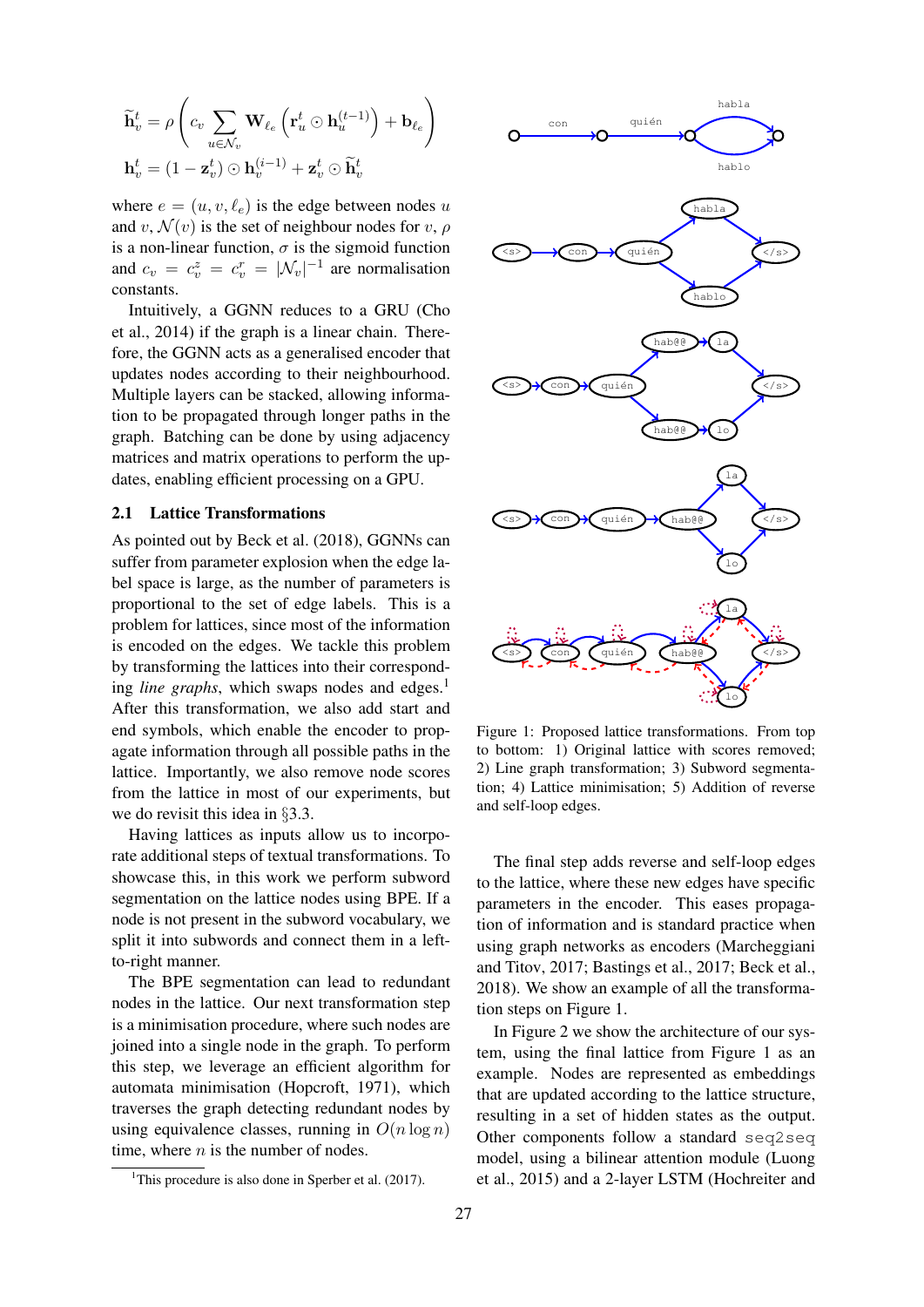$$\widetilde{\mathbf{h}}_v^t = \rho\left(c_v \sum_{u\in\mathcal{N}_v} \mathbf{W}_{\ell_e}\left(\mathbf{r}_u^t \odot \mathbf{h}_u^{(t-1)}\right) + \mathbf{b}_{\ell_e}\right)$$

$$\mathbf{h}_v^t = (1-\mathbf{z}_v^t) \odot \mathbf{h}_v^{(i-1)} + \mathbf{z}_v^t \odot \widetilde{\mathbf{h}}_v^t$$

where $e = (u, v, \ell_e)$ is the edge between nodes $u$ and $v$, $\mathcal{N}(v)$ is the set of neighbour nodes for $v$, $\rho$ is a non-linear function, $\sigma$ is the sigmoid function and $c_v = c_v^z = c_v^r = |\mathcal{N}_v|^{-1}$ are normalisation constants.

Intuitively, a GGNN reduces to a GRU (Cho et al., 2014) if the graph is a linear chain. Therefore, the GGNN acts as a generalised encoder that updates nodes according to their neighbourhood. Multiple layers can be stacked, allowing information to be propagated through longer paths in the graph. Batching can be done by using adjacency matrices and matrix operations to perform the updates, enabling efficient processing on a GPU.

## 2.1 Lattice Transformations

As pointed out by Beck et al. (2018), GGNNs can suffer from parameter explosion when the edge label space is large, as the number of parameters is proportional to the set of edge labels. This is a problem for lattices, since most of the information is encoded on the edges. We tackle this problem by transforming the lattices into their corresponding *line graphs*, which swaps nodes and edges.[1] After this transformation, we also add start and end symbols, which enable the encoder to propagate information through all possible paths in the lattice. Importantly, we also remove node scores from the lattice in most of our experiments, but we do revisit this idea in §3.3.

Having lattices as inputs allow us to incorporate additional steps of textual transformations. To showcase this, in this work we perform subword segmentation on the lattice nodes using BPE. If a node is not present in the subword vocabulary, we split it into subwords and connect them in a left-to-right manner.

The BPE segmentation can lead to redundant nodes in the lattice. Our next transformation step is a minimisation procedure, where such nodes are joined into a single node in the graph. To perform this step, we leverage an efficient algorithm for automata minimisation (Hopcroft, 1971), which traverses the graph detecting redundant nodes by using equivalence classes, running in $O(n \log n)$ time, where $n$ is the number of nodes.

[1]This procedure is also done in Sperber et al. (2017).

Figure 1: Proposed lattice transformations. From top to bottom: 1) Original lattice with scores removed; 2) Line graph transformation; 3) Subword segmentation; 4) Lattice minimisation; 5) Addition of reverse and self-loop edges.

The final step adds reverse and self-loop edges to the lattice, where these new edges have specific parameters in the encoder. This eases propagation of information and is standard practice when using graph networks as encoders (Marcheggiani and Titov, 2017; Bastings et al., 2017; Beck et al., 2018). We show an example of all the transformation steps on Figure 1.

In Figure 2 we show the architecture of our system, using the final lattice from Figure 1 as an example. Nodes are represented as embeddings that are updated according to the lattice structure, resulting in a set of hidden states as the output. Other components follow a standard `seq2seq` model, using a bilinear attention module (Luong et al., 2015) and a 2-layer LSTM (Hochreiter and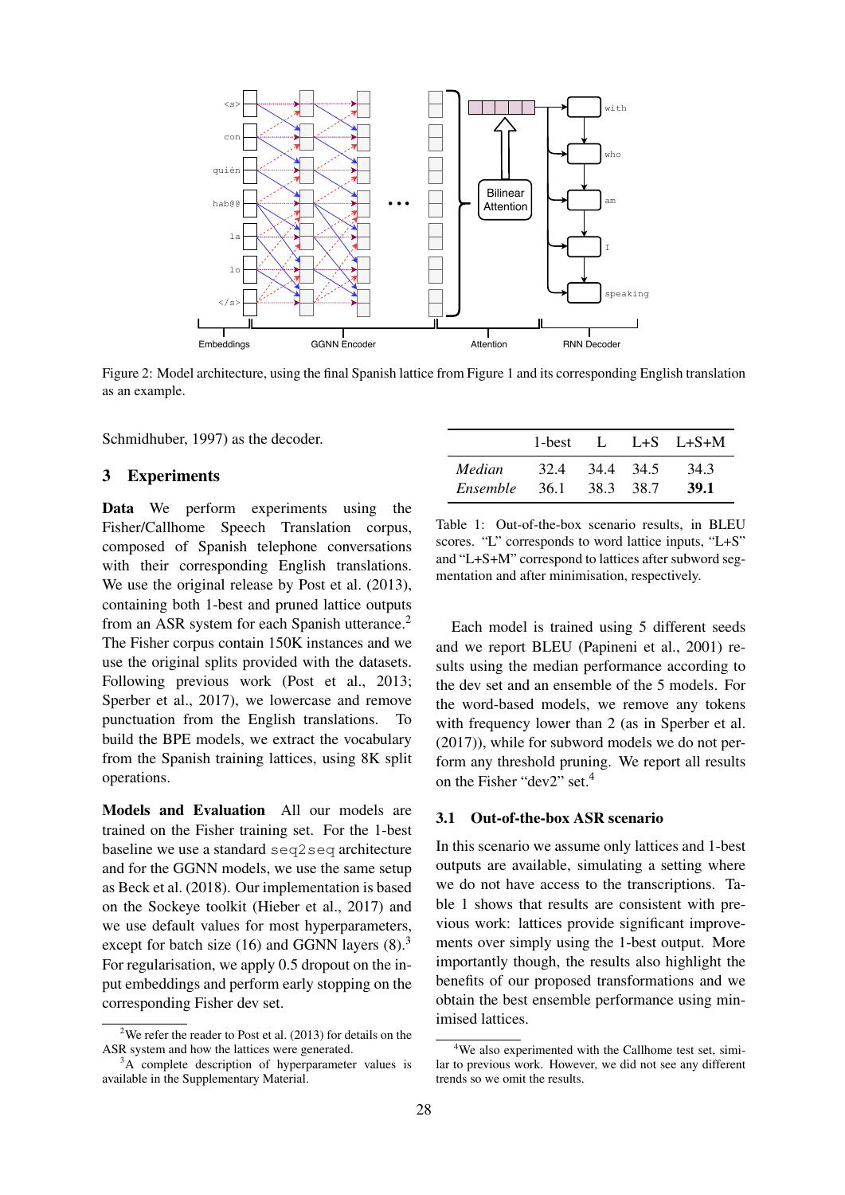Figure 2: Model architecture, using the final Spanish lattice from Figure 1 and its corresponding English translation as an example.

Schmidhuber, 1997) as the decoder.

## 3 Experiments

**Data** We perform experiments using the Fisher/Callhome Speech Translation corpus, composed of Spanish telephone conversations with their corresponding English translations. We use the original release by Post et al. (2013), containing both 1-best and pruned lattice outputs from an ASR system for each Spanish utterance.[2] The Fisher corpus contain 150K instances and we use the original splits provided with the datasets. Following previous work (Post et al., 2013; Sperber et al., 2017), we lowercase and remove punctuation from the English translations. To build the BPE models, we extract the vocabulary from the Spanish training lattices, using 8K split operations.

**Models and Evaluation** All our models are trained on the Fisher training set. For the 1-best baseline we use a standard `seq2seq` architecture and for the GGNN models, we use the same setup as Beck et al. (2018). Our implementation is based on the Sockeye toolkit (Hieber et al., 2017) and we use default values for most hyperparameters, except for batch size (16) and GGNN layers (8).[3] For regularisation, we apply 0.5 dropout on the input embeddings and perform early stopping on the corresponding Fisher dev set.

| | 1-best | L | L+S | L+S+M |
|---|---|---|---|---|
| *Median* | 32.4 | 34.4 | 34.5 | 34.3 |
| *Ensemble* | 36.1 | 38.3 | 38.7 | **39.1** |

Table 1: Out-of-the-box scenario results, in BLEU scores. "L" corresponds to word lattice inputs, "L+S" and "L+S+M" correspond to lattices after subword segmentation and after minimisation, respectively.

Each model is trained using 5 different seeds and we report BLEU (Papineni et al., 2001) results using the median performance according to the dev set and an ensemble of the 5 models. For the word-based models, we remove any tokens with frequency lower than 2 (as in Sperber et al. (2017)), while for subword models we do not perform any threshold pruning. We report all results on the Fisher "dev2" set.[4]

### 3.1 Out-of-the-box ASR scenario

In this scenario we assume only lattices and 1-best outputs are available, simulating a setting where we do not have access to the transcriptions. Table 1 shows that results are consistent with previous work: lattices provide significant improvements over simply using the 1-best output. More importantly though, the results also highlight the benefits of our proposed transformations and we obtain the best ensemble performance using minimised lattices.

[2] We refer the reader to Post et al. (2013) for details on the ASR system and how the lattices were generated.

[3] A complete description of hyperparameter values is available in the Supplementary Material.

[4] We also experimented with the Callhome test set, similar to previous work. However, we did not see any different trends so we omit the results.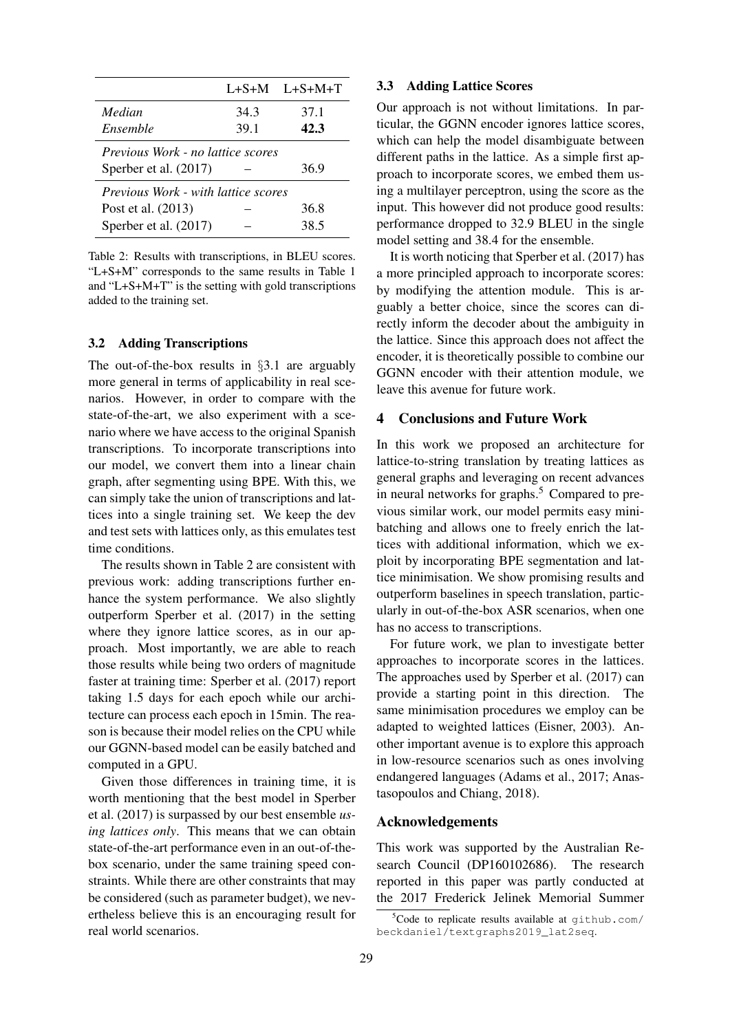| | L+S+M | L+S+M+T |
|---|---|---|
| *Median* | 34.3 | 37.1 |
| *Ensemble* | 39.1 | **42.3** |
| *Previous Work - no lattice scores* | | |
| Sperber et al. (2017) | – | 36.9 |
| *Previous Work - with lattice scores* | | |
| Post et al. (2013) | – | 36.8 |
| Sperber et al. (2017) | – | 38.5 |

Table 2: Results with transcriptions, in BLEU scores. "L+S+M" corresponds to the same results in Table 1 and "L+S+M+T" is the setting with gold transcriptions added to the training set.

### 3.2 Adding Transcriptions

The out-of-the-box results in §3.1 are arguably more general in terms of applicability in real scenarios. However, in order to compare with the state-of-the-art, we also experiment with a scenario where we have access to the original Spanish transcriptions. To incorporate transcriptions into our model, we convert them into a linear chain graph, after segmenting using BPE. With this, we can simply take the union of transcriptions and lattices into a single training set. We keep the dev and test sets with lattices only, as this emulates test time conditions.

The results shown in Table 2 are consistent with previous work: adding transcriptions further enhance the system performance. We also slightly outperform Sperber et al. (2017) in the setting where they ignore lattice scores, as in our approach. Most importantly, we are able to reach those results while being two orders of magnitude faster at training time: Sperber et al. (2017) report taking 1.5 days for each epoch while our architecture can process each epoch in 15min. The reason is because their model relies on the CPU while our GGNN-based model can be easily batched and computed in a GPU.

Given those differences in training time, it is worth mentioning that the best model in Sperber et al. (2017) is surpassed by our best ensemble *using lattices only*. This means that we can obtain state-of-the-art performance even in an out-of-the-box scenario, under the same training speed constraints. While there are other constraints that may be considered (such as parameter budget), we nevertheless believe this is an encouraging result for real world scenarios.

### 3.3 Adding Lattice Scores

Our approach is not without limitations. In particular, the GGNN encoder ignores lattice scores, which can help the model disambiguate between different paths in the lattice. As a simple first approach to incorporate scores, we embed them using a multilayer perceptron, using the score as the input. This however did not produce good results: performance dropped to 32.9 BLEU in the single model setting and 38.4 for the ensemble.

It is worth noticing that Sperber et al. (2017) has a more principled approach to incorporate scores: by modifying the attention module. This is arguably a better choice, since the scores can directly inform the decoder about the ambiguity in the lattice. Since this approach does not affect the encoder, it is theoretically possible to combine our GGNN encoder with their attention module, we leave this avenue for future work.

## 4 Conclusions and Future Work

In this work we proposed an architecture for lattice-to-string translation by treating lattices as general graphs and leveraging on recent advances in neural networks for graphs.[5] Compared to previous similar work, our model permits easy minibatching and allows one to freely enrich the lattices with additional information, which we exploit by incorporating BPE segmentation and lattice minimisation. We show promising results and outperform baselines in speech translation, particularly in out-of-the-box ASR scenarios, when one has no access to transcriptions.

For future work, we plan to investigate better approaches to incorporate scores in the lattices. The approaches used by Sperber et al. (2017) can provide a starting point in this direction. The same minimisation procedures we employ can be adapted to weighted lattices (Eisner, 2003). Another important avenue is to explore this approach in low-resource scenarios such as ones involving endangered languages (Adams et al., 2017; Anastasopoulos and Chiang, 2018).

## Acknowledgements

This work was supported by the Australian Research Council (DP160102686). The research reported in this paper was partly conducted at the 2017 Frederick Jelinek Memorial Summer

[5] Code to replicate results available at github.com/beckdaniel/textgraphs2019_lat2seq.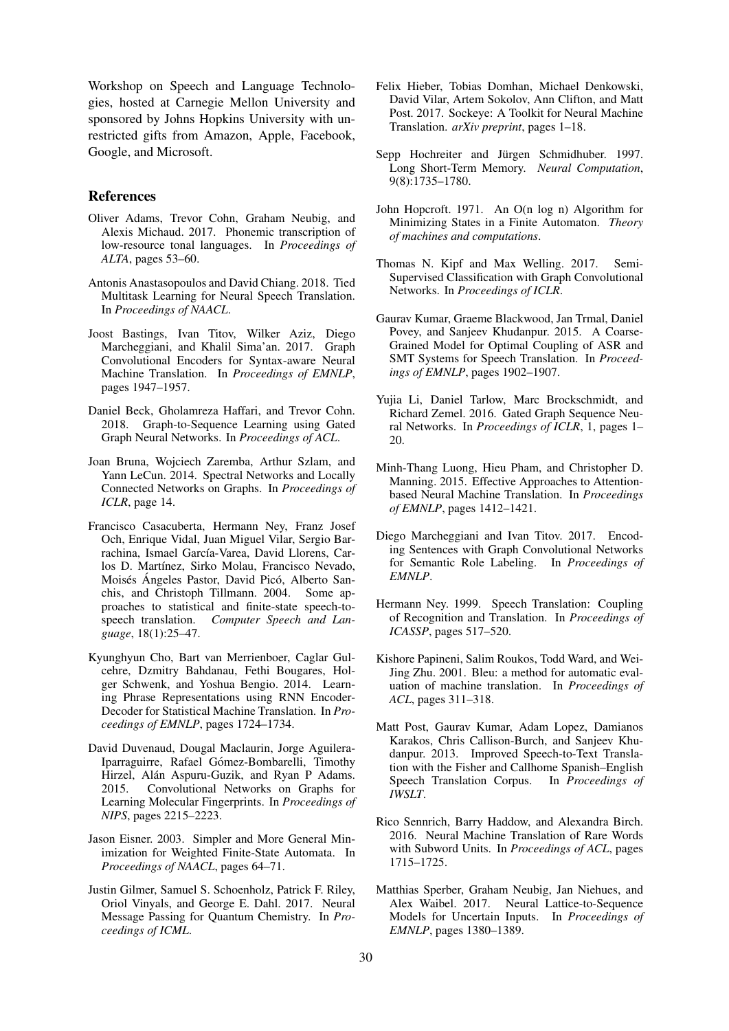Workshop on Speech and Language Technologies, hosted at Carnegie Mellon University and sponsored by Johns Hopkins University with unrestricted gifts from Amazon, Apple, Facebook, Google, and Microsoft.

## References

Oliver Adams, Trevor Cohn, Graham Neubig, and Alexis Michaud. 2017. Phonemic transcription of low-resource tonal languages. In *Proceedings of ALTA*, pages 53–60.

Antonis Anastasopoulos and David Chiang. 2018. Tied Multitask Learning for Neural Speech Translation. In *Proceedings of NAACL*.

Joost Bastings, Ivan Titov, Wilker Aziz, Diego Marcheggiani, and Khalil Sima'an. 2017. Graph Convolutional Encoders for Syntax-aware Neural Machine Translation. In *Proceedings of EMNLP*, pages 1947–1957.

Daniel Beck, Gholamreza Haffari, and Trevor Cohn. 2018. Graph-to-Sequence Learning using Gated Graph Neural Networks. In *Proceedings of ACL*.

Joan Bruna, Wojciech Zaremba, Arthur Szlam, and Yann LeCun. 2014. Spectral Networks and Locally Connected Networks on Graphs. In *Proceedings of ICLR*, page 14.

Francisco Casacuberta, Hermann Ney, Franz Josef Och, Enrique Vidal, Juan Miguel Vilar, Sergio Barrachina, Ismael García-Varea, David Llorens, Carlos D. Martínez, Sirko Molau, Francisco Nevado, Moisés Ángeles Pastor, David Picó, Alberto Sanchis, and Christoph Tillmann. 2004. Some approaches to statistical and finite-state speech-to-speech translation. *Computer Speech and Language*, 18(1):25–47.

Kyunghyun Cho, Bart van Merrienboer, Caglar Gulcehre, Dzmitry Bahdanau, Fethi Bougares, Holger Schwenk, and Yoshua Bengio. 2014. Learning Phrase Representations using RNN Encoder-Decoder for Statistical Machine Translation. In *Proceedings of EMNLP*, pages 1724–1734.

David Duvenaud, Dougal Maclaurin, Jorge Aguilera-Iparraguirre, Rafael Gómez-Bombarelli, Timothy Hirzel, Alán Aspuru-Guzik, and Ryan P Adams. 2015. Convolutional Networks on Graphs for Learning Molecular Fingerprints. In *Proceedings of NIPS*, pages 2215–2223.

Jason Eisner. 2003. Simpler and More General Minimization for Weighted Finite-State Automata. In *Proceedings of NAACL*, pages 64–71.

Justin Gilmer, Samuel S. Schoenholz, Patrick F. Riley, Oriol Vinyals, and George E. Dahl. 2017. Neural Message Passing for Quantum Chemistry. In *Proceedings of ICML*.

Felix Hieber, Tobias Domhan, Michael Denkowski, David Vilar, Artem Sokolov, Ann Clifton, and Matt Post. 2017. Sockeye: A Toolkit for Neural Machine Translation. *arXiv preprint*, pages 1–18.

Sepp Hochreiter and Jürgen Schmidhuber. 1997. Long Short-Term Memory. *Neural Computation*, 9(8):1735–1780.

John Hopcroft. 1971. An O(n log n) Algorithm for Minimizing States in a Finite Automaton. *Theory of machines and computations*.

Thomas N. Kipf and Max Welling. 2017. Semi-Supervised Classification with Graph Convolutional Networks. In *Proceedings of ICLR*.

Gaurav Kumar, Graeme Blackwood, Jan Trmal, Daniel Povey, and Sanjeev Khudanpur. 2015. A Coarse-Grained Model for Optimal Coupling of ASR and SMT Systems for Speech Translation. In *Proceedings of EMNLP*, pages 1902–1907.

Yujia Li, Daniel Tarlow, Marc Brockschmidt, and Richard Zemel. 2016. Gated Graph Sequence Neural Networks. In *Proceedings of ICLR*, 1, pages 1–20.

Minh-Thang Luong, Hieu Pham, and Christopher D. Manning. 2015. Effective Approaches to Attention-based Neural Machine Translation. In *Proceedings of EMNLP*, pages 1412–1421.

Diego Marcheggiani and Ivan Titov. 2017. Encoding Sentences with Graph Convolutional Networks for Semantic Role Labeling. In *Proceedings of EMNLP*.

Hermann Ney. 1999. Speech Translation: Coupling of Recognition and Translation. In *Proceedings of ICASSP*, pages 517–520.

Kishore Papineni, Salim Roukos, Todd Ward, and Wei-Jing Zhu. 2001. Bleu: a method for automatic evaluation of machine translation. In *Proceedings of ACL*, pages 311–318.

Matt Post, Gaurav Kumar, Adam Lopez, Damianos Karakos, Chris Callison-Burch, and Sanjeev Khudanpur. 2013. Improved Speech-to-Text Translation with the Fisher and Callhome Spanish–English Speech Translation Corpus. In *Proceedings of IWSLT*.

Rico Sennrich, Barry Haddow, and Alexandra Birch. 2016. Neural Machine Translation of Rare Words with Subword Units. In *Proceedings of ACL*, pages 1715–1725.

Matthias Sperber, Graham Neubig, Jan Niehues, and Alex Waibel. 2017. Neural Lattice-to-Sequence Models for Uncertain Inputs. In *Proceedings of EMNLP*, pages 1380–1389.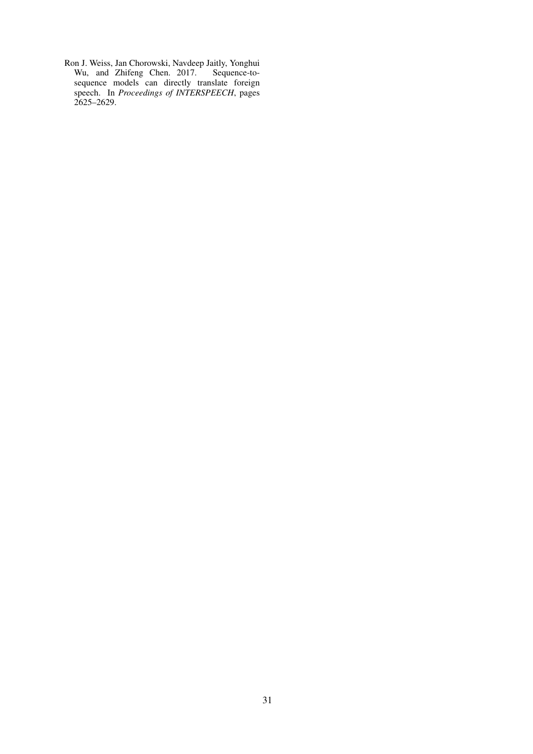Ron J. Weiss, Jan Chorowski, Navdeep Jaitly, Yonghui Wu, and Zhifeng Chen. 2017. Sequence-to-sequence models can directly translate foreign speech. In *Proceedings of INTERSPEECH*, pages 2625–2629.